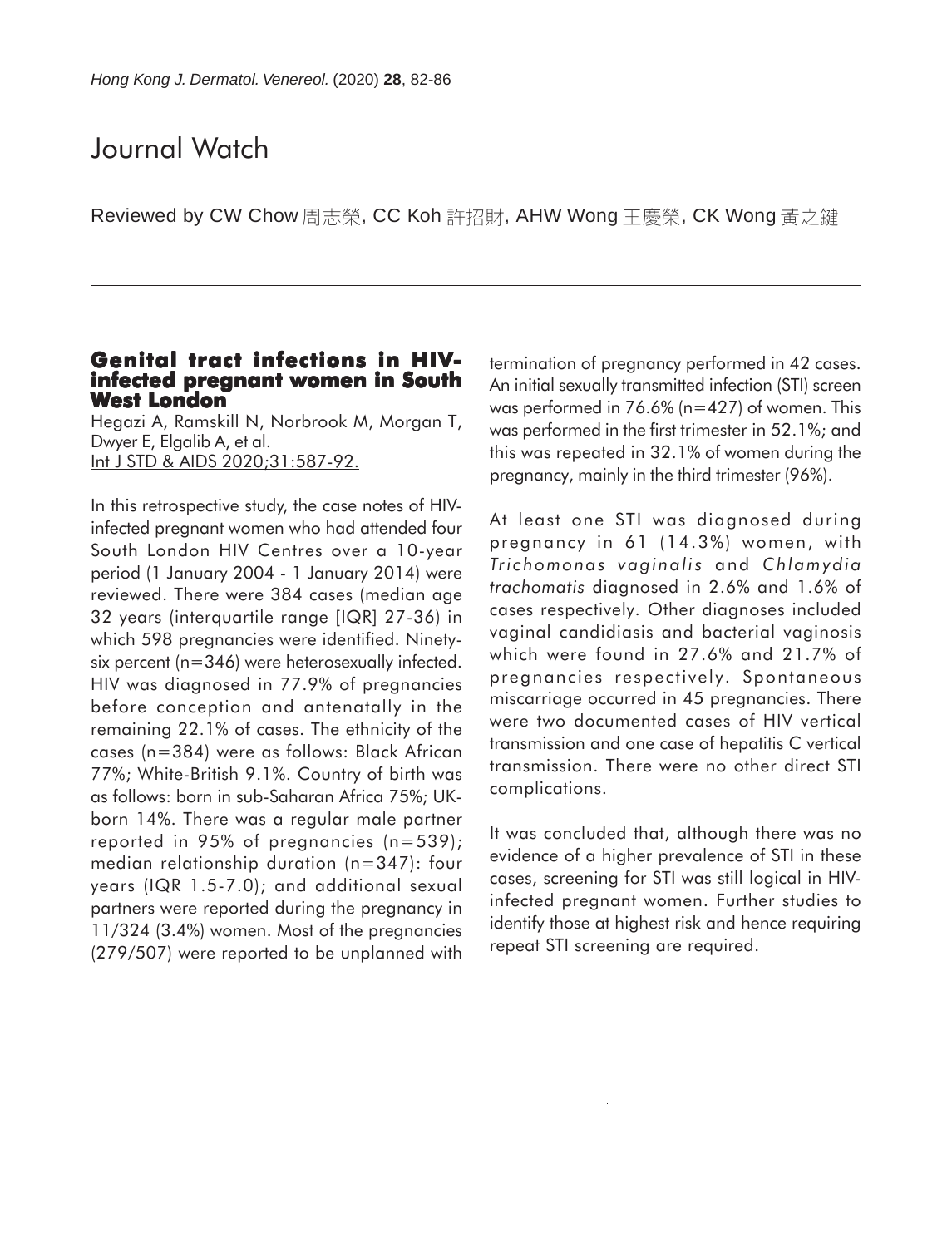# Journal Watch

Reviewed by CW Chow 周志榮, CC Koh 許招財, AHW Wong 王慶榮, CK Wong 黃之鍵

## Genital tract infections in HIV-infected pregnant women in South West London

Hegazi A, Ramskill N, Norbrook M, Morgan T, Dwyer E, Elgalib A, et al.
Int J STD & AIDS 2020;31:587-92.

In this retrospective study, the case notes of HIV-infected pregnant women who had attended four South London HIV Centres over a 10-year period (1 January 2004 - 1 January 2014) were reviewed. There were 384 cases (median age 32 years (interquartile range [IQR] 27-36) in which 598 pregnancies were identified. Ninety-six percent (n=346) were heterosexually infected. HIV was diagnosed in 77.9% of pregnancies before conception and antenatally in the remaining 22.1% of cases. The ethnicity of the cases (n=384) were as follows: Black African 77%; White-British 9.1%. Country of birth was as follows: born in sub-Saharan Africa 75%; UK-born 14%. There was a regular male partner reported in 95% of pregnancies (n=539); median relationship duration (n=347): four years (IQR 1.5-7.0); and additional sexual partners were reported during the pregnancy in 11/324 (3.4%) women. Most of the pregnancies (279/507) were reported to be unplanned with termination of pregnancy performed in 42 cases. An initial sexually transmitted infection (STI) screen was performed in 76.6% (n=427) of women. This was performed in the first trimester in 52.1%; and this was repeated in 32.1% of women during the pregnancy, mainly in the third trimester (96%).

At least one STI was diagnosed during pregnancy in 61 (14.3%) women, with *Trichomonas vaginalis* and *Chlamydia trachomatis* diagnosed in 2.6% and 1.6% of cases respectively. Other diagnoses included vaginal candidiasis and bacterial vaginosis which were found in 27.6% and 21.7% of pregnancies respectively. Spontaneous miscarriage occurred in 45 pregnancies. There were two documented cases of HIV vertical transmission and one case of hepatitis C vertical transmission. There were no other direct STI complications.

It was concluded that, although there was no evidence of a higher prevalence of STI in these cases, screening for STI was still logical in HIV-infected pregnant women. Further studies to identify those at highest risk and hence requiring repeat STI screening are required.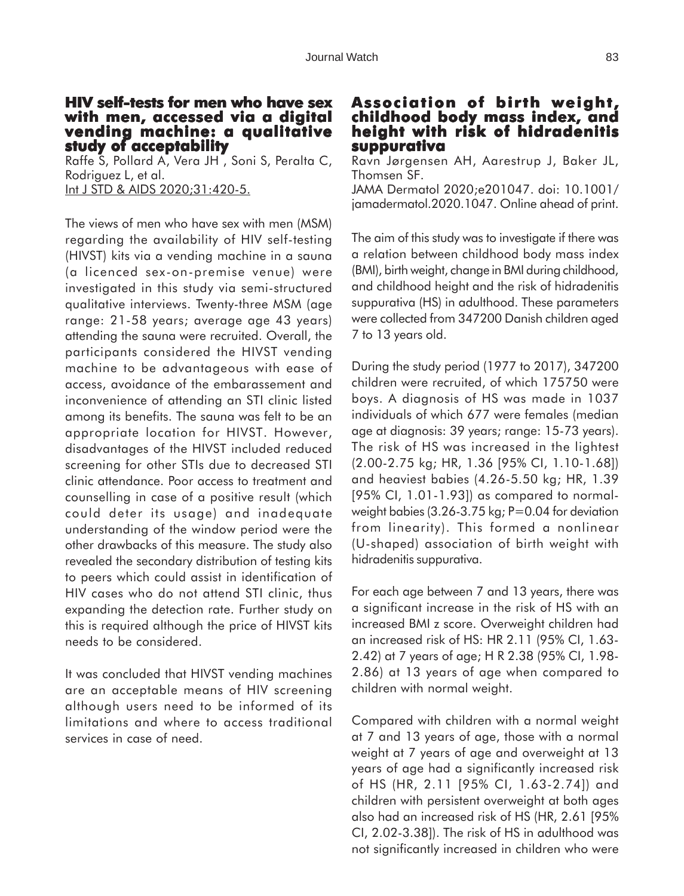## HIV self-tests for men who have sex with men, accessed via a digital vending machine: a qualitative study of acceptability

Raffe S, Pollard A, Vera JH , Soni S, Peralta C, Rodriguez L, et al.
Int J STD & AIDS 2020;31:420-5.

The views of men who have sex with men (MSM) regarding the availability of HIV self-testing (HIVST) kits via a vending machine in a sauna (a licenced sex-on-premise venue) were investigated in this study via semi-structured qualitative interviews. Twenty-three MSM (age range: 21-58 years; average age 43 years) attending the sauna were recruited. Overall, the participants considered the HIVST vending machine to be advantageous with ease of access, avoidance of the embarassement and inconvenience of attending an STI clinic listed among its benefits. The sauna was felt to be an appropriate location for HIVST. However, disadvantages of the HIVST included reduced screening for other STIs due to decreased STI clinic attendance. Poor access to treatment and counselling in case of a positive result (which could deter its usage) and inadequate understanding of the window period were the other drawbacks of this measure. The study also revealed the secondary distribution of testing kits to peers which could assist in identification of HIV cases who do not attend STI clinic, thus expanding the detection rate. Further study on this is required although the price of HIVST kits needs to be considered.

It was concluded that HIVST vending machines are an acceptable means of HIV screening although users need to be informed of its limitations and where to access traditional services in case of need.

## Association of birth weight, childhood body mass index, and height with risk of hidradenitis suppurativa

Ravn Jørgensen AH, Aarestrup J, Baker JL, Thomsen SF.
JAMA Dermatol 2020;e201047. doi: 10.1001/jamadermatol.2020.1047. Online ahead of print.

The aim of this study was to investigate if there was a relation between childhood body mass index (BMI), birth weight, change in BMI during childhood, and childhood height and the risk of hidradenitis suppurativa (HS) in adulthood. These parameters were collected from 347200 Danish children aged 7 to 13 years old.

During the study period (1977 to 2017), 347200 children were recruited, of which 175750 were boys. A diagnosis of HS was made in 1037 individuals of which 677 were females (median age at diagnosis: 39 years; range: 15-73 years). The risk of HS was increased in the lightest (2.00-2.75 kg; HR, 1.36 [95% CI, 1.10-1.68]) and heaviest babies (4.26-5.50 kg; HR, 1.39 [95% CI, 1.01-1.93]) as compared to normal-weight babies (3.26-3.75 kg; P=0.04 for deviation from linearity). This formed a nonlinear (U-shaped) association of birth weight with hidradenitis suppurativa.

For each age between 7 and 13 years, there was a significant increase in the risk of HS with an increased BMI z score. Overweight children had an increased risk of HS: HR 2.11 (95% CI, 1.63-2.42) at 7 years of age; H R 2.38 (95% CI, 1.98-2.86) at 13 years of age when compared to children with normal weight.

Compared with children with a normal weight at 7 and 13 years of age, those with a normal weight at 7 years of age and overweight at 13 years of age had a significantly increased risk of HS (HR, 2.11 [95% CI, 1.63-2.74]) and children with persistent overweight at both ages also had an increased risk of HS (HR, 2.61 [95% CI, 2.02-3.38]). The risk of HS in adulthood was not significantly increased in children who were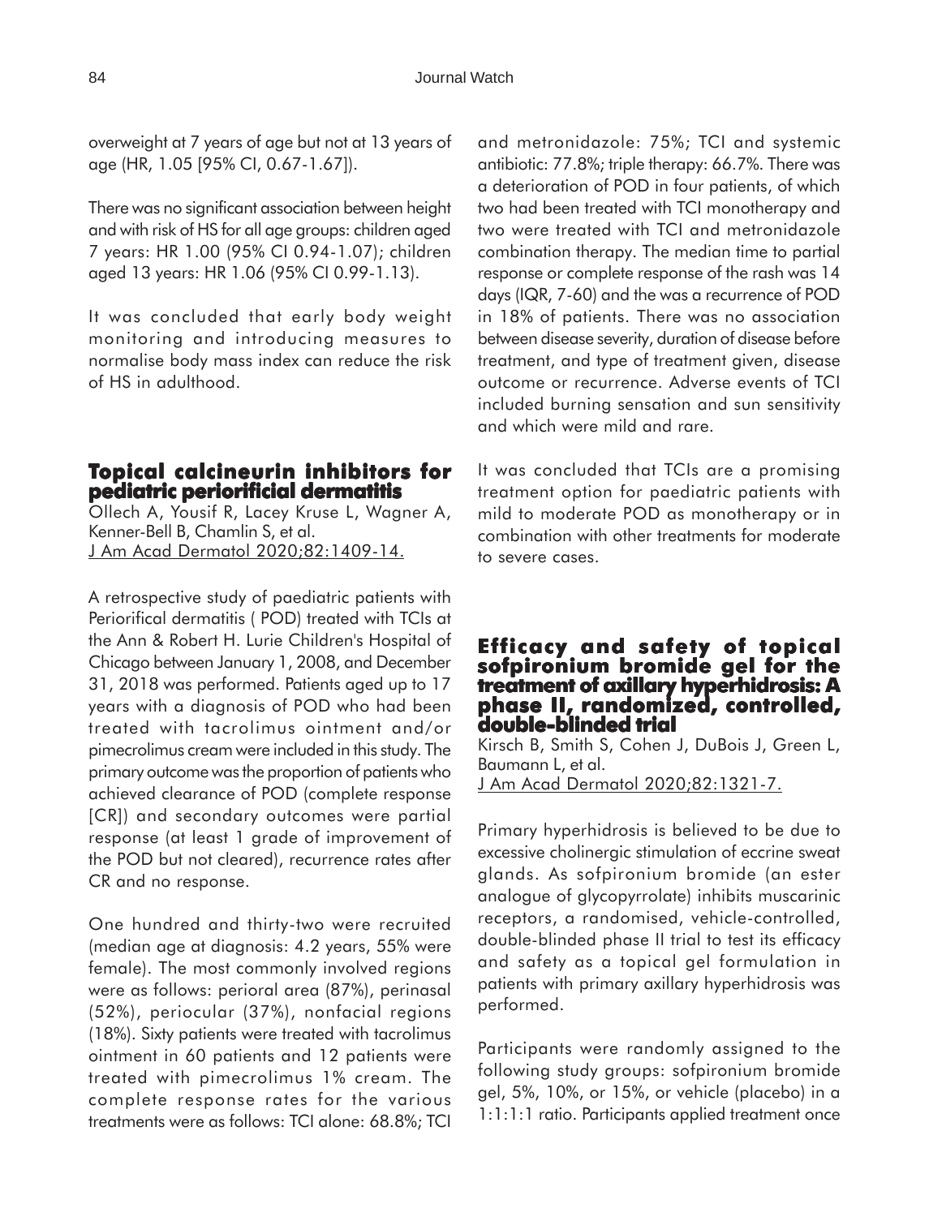overweight at 7 years of age but not at 13 years of age (HR, 1.05 [95% CI, 0.67-1.67]).

There was no significant association between height and with risk of HS for all age groups: children aged 7 years: HR 1.00 (95% CI 0.94-1.07); children aged 13 years: HR 1.06 (95% CI 0.99-1.13).

It was concluded that early body weight monitoring and introducing measures to normalise body mass index can reduce the risk of HS in adulthood.

## Topical calcineurin inhibitors for pediatric periorificial dermatitis

Ollech A, Yousif R, Lacey Kruse L, Wagner A, Kenner-Bell B, Chamlin S, et al.
J Am Acad Dermatol 2020;82:1409-14.

A retrospective study of paediatric patients with Periorifical dermatitis ( POD) treated with TCIs at the Ann & Robert H. Lurie Children's Hospital of Chicago between January 1, 2008, and December 31, 2018 was performed. Patients aged up to 17 years with a diagnosis of POD who had been treated with tacrolimus ointment and/or pimecrolimus cream were included in this study. The primary outcome was the proportion of patients who achieved clearance of POD (complete response [CR]) and secondary outcomes were partial response (at least 1 grade of improvement of the POD but not cleared), recurrence rates after CR and no response.

One hundred and thirty-two were recruited (median age at diagnosis: 4.2 years, 55% were female). The most commonly involved regions were as follows: perioral area (87%), perinasal (52%), periocular (37%), nonfacial regions (18%). Sixty patients were treated with tacrolimus ointment in 60 patients and 12 patients were treated with pimecrolimus 1% cream. The complete response rates for the various treatments were as follows: TCI alone: 68.8%; TCI and metronidazole: 75%; TCI and systemic antibiotic: 77.8%; triple therapy: 66.7%. There was a deterioration of POD in four patients, of which two had been treated with TCI monotherapy and two were treated with TCI and metronidazole combination therapy. The median time to partial response or complete response of the rash was 14 days (IQR, 7-60) and the was a recurrence of POD in 18% of patients. There was no association between disease severity, duration of disease before treatment, and type of treatment given, disease outcome or recurrence. Adverse events of TCI included burning sensation and sun sensitivity and which were mild and rare.

It was concluded that TCIs are a promising treatment option for paediatric patients with mild to moderate POD as monotherapy or in combination with other treatments for moderate to severe cases.

## Efficacy and safety of topical sofpironium bromide gel for the treatment of axillary hyperhidrosis: A phase II, randomized, controlled, double-blinded trial

Kirsch B, Smith S, Cohen J, DuBois J, Green L, Baumann L, et al.
J Am Acad Dermatol 2020;82:1321-7.

Primary hyperhidrosis is believed to be due to excessive cholinergic stimulation of eccrine sweat glands. As sofpironium bromide (an ester analogue of glycopyrrolate) inhibits muscarinic receptors, a randomised, vehicle-controlled, double-blinded phase II trial to test its efficacy and safety as a topical gel formulation in patients with primary axillary hyperhidrosis was performed.

Participants were randomly assigned to the following study groups: sofpironium bromide gel, 5%, 10%, or 15%, or vehicle (placebo) in a 1:1:1:1 ratio. Participants applied treatment once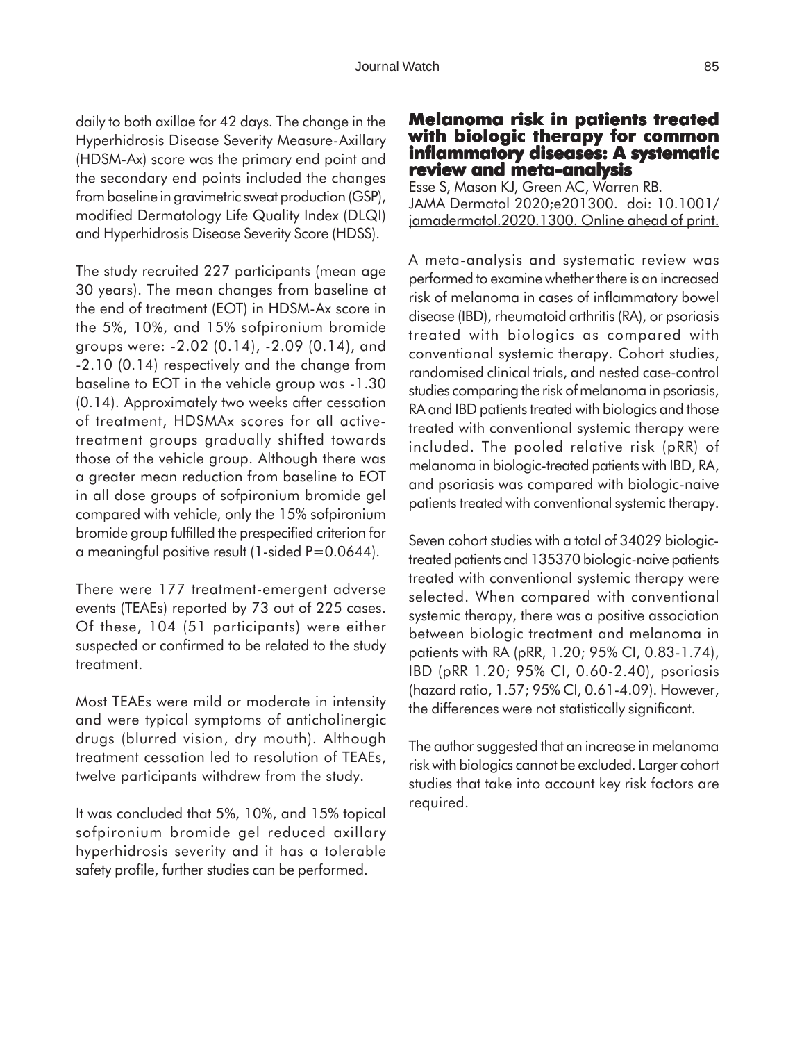daily to both axillae for 42 days. The change in the Hyperhidrosis Disease Severity Measure-Axillary (HDSM-Ax) score was the primary end point and the secondary end points included the changes from baseline in gravimetric sweat production (GSP), modified Dermatology Life Quality Index (DLQI) and Hyperhidrosis Disease Severity Score (HDSS).

The study recruited 227 participants (mean age 30 years). The mean changes from baseline at the end of treatment (EOT) in HDSM-Ax score in the 5%, 10%, and 15% sofpironium bromide groups were: -2.02 (0.14), -2.09 (0.14), and -2.10 (0.14) respectively and the change from baseline to EOT in the vehicle group was -1.30 (0.14). Approximately two weeks after cessation of treatment, HDSMAx scores for all active-treatment groups gradually shifted towards those of the vehicle group. Although there was a greater mean reduction from baseline to EOT in all dose groups of sofpironium bromide gel compared with vehicle, only the 15% sofpironium bromide group fulfilled the prespecified criterion for a meaningful positive result (1-sided $P=0.0644$).

There were 177 treatment-emergent adverse events (TEAEs) reported by 73 out of 225 cases. Of these, 104 (51 participants) were either suspected or confirmed to be related to the study treatment.

Most TEAEs were mild or moderate in intensity and were typical symptoms of anticholinergic drugs (blurred vision, dry mouth). Although treatment cessation led to resolution of TEAEs, twelve participants withdrew from the study.

It was concluded that 5%, 10%, and 15% topical sofpironium bromide gel reduced axillary hyperhidrosis severity and it has a tolerable safety profile, further studies can be performed.

## Melanoma risk in patients treated with biologic therapy for common inflammatory diseases: A systematic review and meta-analysis

Esse S, Mason KJ, Green AC, Warren RB.
JAMA Dermatol 2020;e201300. doi: 10.1001/jamadermatol.2020.1300. Online ahead of print.

A meta-analysis and systematic review was performed to examine whether there is an increased risk of melanoma in cases of inflammatory bowel disease (IBD), rheumatoid arthritis (RA), or psoriasis treated with biologics as compared with conventional systemic therapy. Cohort studies, randomised clinical trials, and nested case-control studies comparing the risk of melanoma in psoriasis, RA and IBD patients treated with biologics and those treated with conventional systemic therapy were included. The pooled relative risk (pRR) of melanoma in biologic-treated patients with IBD, RA, and psoriasis was compared with biologic-naive patients treated with conventional systemic therapy.

Seven cohort studies with a total of 34029 biologic-treated patients and 135370 biologic-naive patients treated with conventional systemic therapy were selected. When compared with conventional systemic therapy, there was a positive association between biologic treatment and melanoma in patients with RA (pRR, 1.20; 95% CI, 0.83-1.74), IBD (pRR 1.20; 95% CI, 0.60-2.40), psoriasis (hazard ratio, 1.57; 95% CI, 0.61-4.09). However, the differences were not statistically significant.

The author suggested that an increase in melanoma risk with biologics cannot be excluded. Larger cohort studies that take into account key risk factors are required.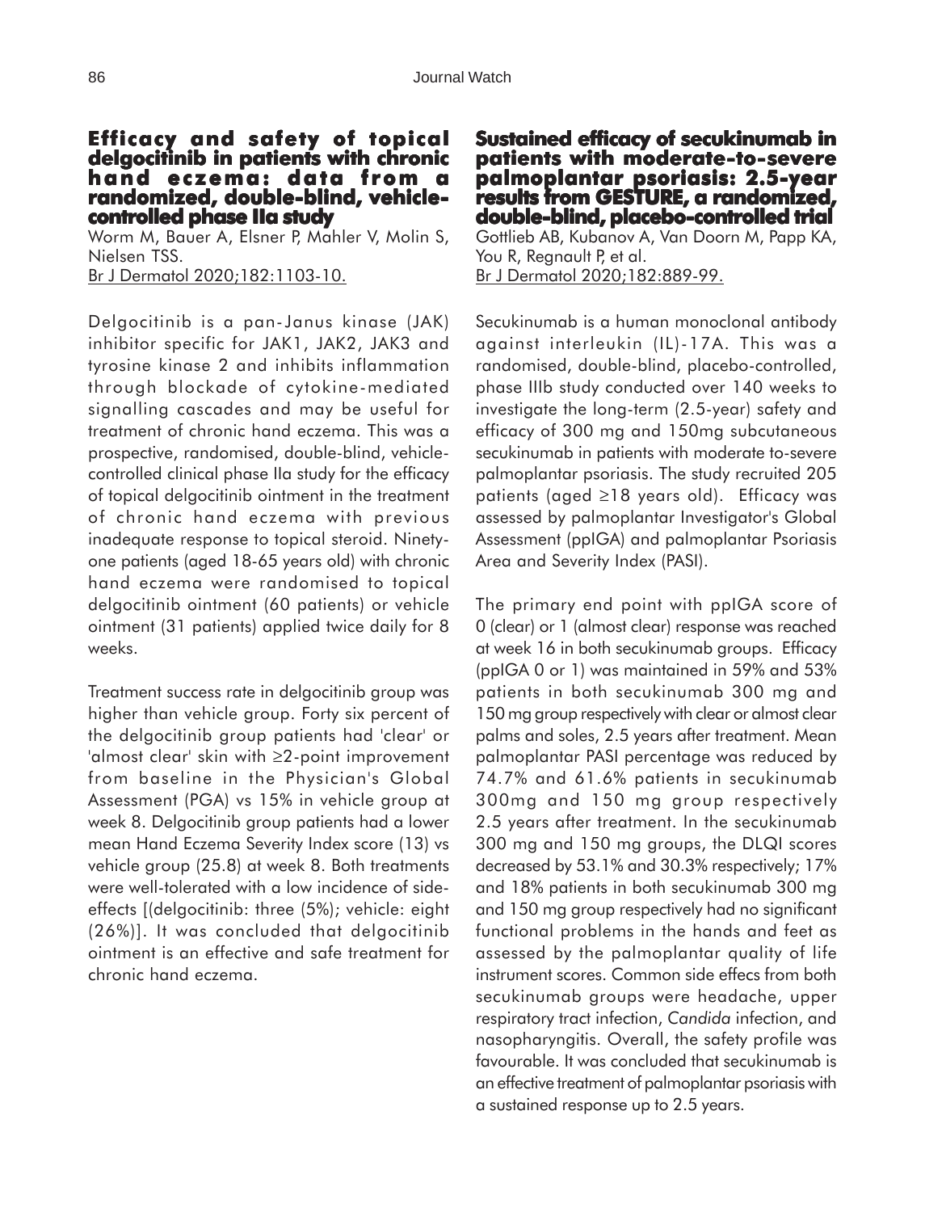## Efficacy and safety of topical delgocitinib in patients with chronic hand eczema: data from a randomized, double-blind, vehicle-controlled phase IIa study

Worm M, Bauer A, Elsner P, Mahler V, Molin S, Nielsen TSS.
Br J Dermatol 2020;182:1103-10.

Delgocitinib is a pan-Janus kinase (JAK) inhibitor specific for JAK1, JAK2, JAK3 and tyrosine kinase 2 and inhibits inflammation through blockade of cytokine-mediated signalling cascades and may be useful for treatment of chronic hand eczema. This was a prospective, randomised, double-blind, vehicle-controlled clinical phase IIa study for the efficacy of topical delgocitinib ointment in the treatment of chronic hand eczema with previous inadequate response to topical steroid. Ninety-one patients (aged 18-65 years old) with chronic hand eczema were randomised to topical delgocitinib ointment (60 patients) or vehicle ointment (31 patients) applied twice daily for 8 weeks.

Treatment success rate in delgocitinib group was higher than vehicle group. Forty six percent of the delgocitinib group patients had 'clear' or 'almost clear' skin with ≥2-point improvement from baseline in the Physician's Global Assessment (PGA) vs 15% in vehicle group at week 8. Delgocitinib group patients had a lower mean Hand Eczema Severity Index score (13) vs vehicle group (25.8) at week 8. Both treatments were well-tolerated with a low incidence of side-effects [(delgocitinib: three (5%); vehicle: eight (26%)]. It was concluded that delgocitinib ointment is an effective and safe treatment for chronic hand eczema.

## Sustained efficacy of secukinumab in patients with moderate-to-severe palmoplantar psoriasis: 2.5-year results from GESTURE, a randomized, double-blind, placebo-controlled trial

Gottlieb AB, Kubanov A, Van Doorn M, Papp KA, You R, Regnault P, et al.
Br J Dermatol 2020;182:889-99.

Secukinumab is a human monoclonal antibody against interleukin (IL)-17A. This was a randomised, double-blind, placebo-controlled, phase IIIb study conducted over 140 weeks to investigate the long-term (2.5-year) safety and efficacy of 300 mg and 150mg subcutaneous secukinumab in patients with moderate to-severe palmoplantar psoriasis. The study recruited 205 patients (aged ≥18 years old). Efficacy was assessed by palmoplantar Investigator's Global Assessment (ppIGA) and palmoplantar Psoriasis Area and Severity Index (PASI).

The primary end point with ppIGA score of 0 (clear) or 1 (almost clear) response was reached at week 16 in both secukinumab groups. Efficacy (ppIGA 0 or 1) was maintained in 59% and 53% patients in both secukinumab 300 mg and 150 mg group respectively with clear or almost clear palms and soles, 2.5 years after treatment. Mean palmoplantar PASI percentage was reduced by 74.7% and 61.6% patients in secukinumab 300mg and 150 mg group respectively 2.5 years after treatment. In the secukinumab 300 mg and 150 mg groups, the DLQI scores decreased by 53.1% and 30.3% respectively; 17% and 18% patients in both secukinumab 300 mg and 150 mg group respectively had no significant functional problems in the hands and feet as assessed by the palmoplantar quality of life instrument scores. Common side effecs from both secukinumab groups were headache, upper respiratory tract infection, *Candida* infection, and nasopharyngitis. Overall, the safety profile was favourable. It was concluded that secukinumab is an effective treatment of palmoplantar psoriasis with a sustained response up to 2.5 years.